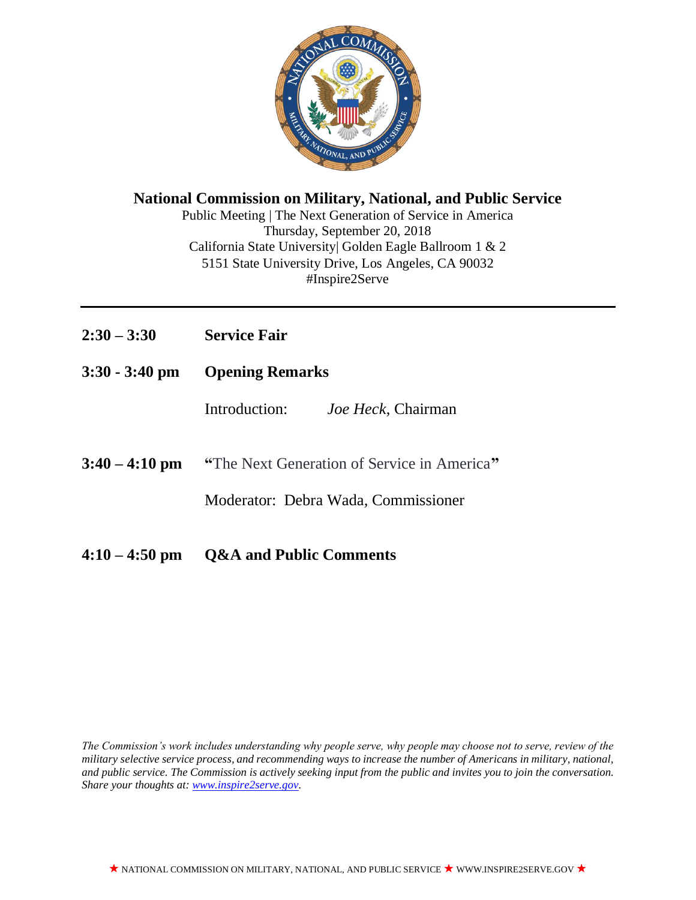# National Commission on Military, National, and Public Service

Public Meeting | The Next Generation of Service in America
Thursday, September 20, 2018
California State University| Golden Eagle Ballroom 1 & 2
5151 State University Drive, Los Angeles, CA 90032
#Inspire2Serve

---

**2:30 – 3:30** **Service Fair**

**3:30 - 3:40 pm** **Opening Remarks**

Introduction: *Joe Heck*, Chairman

**3:40 – 4:10 pm** **"**The Next Generation of Service in America**"**

Moderator: Debra Wada, Commissioner

**4:10 – 4:50 pm** **Q&A and Public Comments**

*The Commission's work includes understanding why people serve, why people may choose not to serve, review of the military selective service process, and recommending ways to increase the number of Americans in military, national, and public service. The Commission is actively seeking input from the public and invites you to join the conversation. Share your thoughts at: [www.inspire2serve.gov](http://www.inspire2serve.gov).*

★ NATIONAL COMMISSION ON MILITARY, NATIONAL, AND PUBLIC SERVICE ★ WWW.INSPIRE2SERVE.GOV ★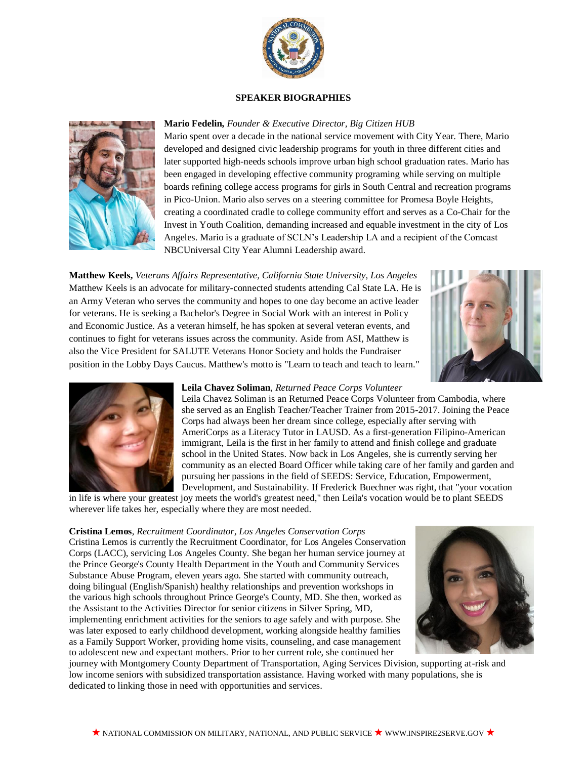## SPEAKER BIOGRAPHIES

**Mario Fedelin,** *Founder & Executive Director, Big Citizen HUB*
Mario spent over a decade in the national service movement with City Year. There, Mario developed and designed civic leadership programs for youth in three different cities and later supported high-needs schools improve urban high school graduation rates. Mario has been engaged in developing effective community programing while serving on multiple boards refining college access programs for girls in South Central and recreation programs in Pico-Union. Mario also serves on a steering committee for Promesa Boyle Heights, creating a coordinated cradle to college community effort and serves as a Co-Chair for the Invest in Youth Coalition, demanding increased and equable investment in the city of Los Angeles. Mario is a graduate of SCLN's Leadership LA and a recipient of the Comcast NBCUniversal City Year Alumni Leadership award.

**Matthew Keels,** *Veterans Affairs Representative, California State University, Los Angeles*
Matthew Keels is an advocate for military-connected students attending Cal State LA. He is an Army Veteran who serves the community and hopes to one day become an active leader for veterans. He is seeking a Bachelor's Degree in Social Work with an interest in Policy and Economic Justice. As a veteran himself, he has spoken at several veteran events, and continues to fight for veterans issues across the community. Aside from ASI, Matthew is also the Vice President for SALUTE Veterans Honor Society and holds the Fundraiser position in the Lobby Days Caucus. Matthew's motto is "Learn to teach and teach to learn."

**Leila Chavez Soliman**, *Returned Peace Corps Volunteer*
Leila Chavez Soliman is an Returned Peace Corps Volunteer from Cambodia, where she served as an English Teacher/Teacher Trainer from 2015-2017. Joining the Peace Corps had always been her dream since college, especially after serving with AmeriCorps as a Literacy Tutor in LAUSD. As a first-generation Filipino-American immigrant, Leila is the first in her family to attend and finish college and graduate school in the United States. Now back in Los Angeles, she is currently serving her community as an elected Board Officer while taking care of her family and garden and pursuing her passions in the field of SEEDS: Service, Education, Empowerment, Development, and Sustainability. If Frederick Buechner was right, that "your vocation in life is where your greatest joy meets the world's greatest need," then Leila's vocation would be to plant SEEDS wherever life takes her, especially where they are most needed.

**Cristina Lemos**, *Recruitment Coordinator, Los Angeles Conservation Corps*
Cristina Lemos is currently the Recruitment Coordinator, for Los Angeles Conservation Corps (LACC), servicing Los Angeles County. She began her human service journey at the Prince George's County Health Department in the Youth and Community Services Substance Abuse Program, eleven years ago. She started with community outreach, doing bilingual (English/Spanish) healthy relationships and prevention workshops in the various high schools throughout Prince George's County, MD. She then, worked as the Assistant to the Activities Director for senior citizens in Silver Spring, MD, implementing enrichment activities for the seniors to age safely and with purpose. She was later exposed to early childhood development, working alongside healthy families as a Family Support Worker, providing home visits, counseling, and case management to adolescent new and expectant mothers. Prior to her current role, she continued her journey with Montgomery County Department of Transportation, Aging Services Division, supporting at-risk and low income seniors with subsidized transportation assistance. Having worked with many populations, she is dedicated to linking those in need with opportunities and services.